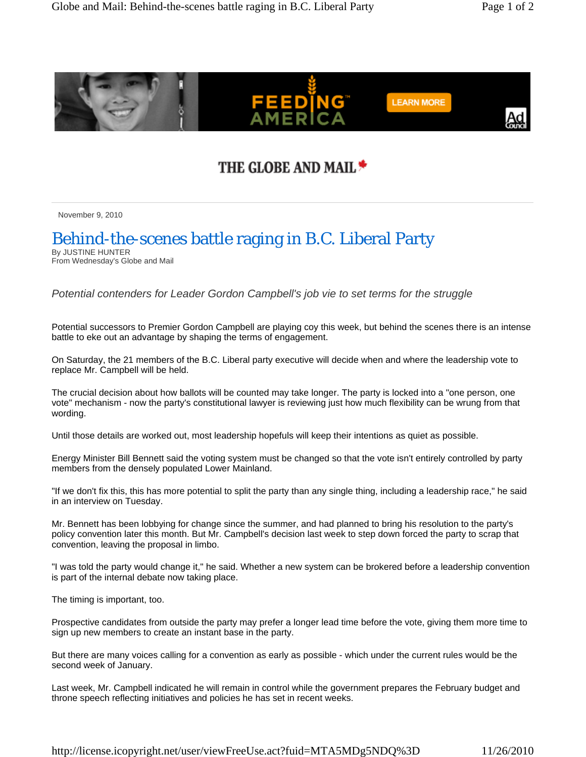THE GLOBE AND MAIL

November 9, 2010

# Behind-the-scenes battle raging in B.C. Liberal Party

By JUSTINE HUNTER
From Wednesday's Globe and Mail

*Potential contenders for Leader Gordon Campbell's job vie to set terms for the struggle*

Potential successors to Premier Gordon Campbell are playing coy this week, but behind the scenes there is an intense battle to eke out an advantage by shaping the terms of engagement.

On Saturday, the 21 members of the B.C. Liberal party executive will decide when and where the leadership vote to replace Mr. Campbell will be held.

The crucial decision about how ballots will be counted may take longer. The party is locked into a "one person, one vote" mechanism - now the party's constitutional lawyer is reviewing just how much flexibility can be wrung from that wording.

Until those details are worked out, most leadership hopefuls will keep their intentions as quiet as possible.

Energy Minister Bill Bennett said the voting system must be changed so that the vote isn't entirely controlled by party members from the densely populated Lower Mainland.

"If we don't fix this, this has more potential to split the party than any single thing, including a leadership race," he said in an interview on Tuesday.

Mr. Bennett has been lobbying for change since the summer, and had planned to bring his resolution to the party's policy convention later this month. But Mr. Campbell's decision last week to step down forced the party to scrap that convention, leaving the proposal in limbo.

"I was told the party would change it," he said. Whether a new system can be brokered before a leadership convention is part of the internal debate now taking place.

The timing is important, too.

Prospective candidates from outside the party may prefer a longer lead time before the vote, giving them more time to sign up new members to create an instant base in the party.

But there are many voices calling for a convention as early as possible - which under the current rules would be the second week of January.

Last week, Mr. Campbell indicated he will remain in control while the government prepares the February budget and throne speech reflecting initiatives and policies he has set in recent weeks.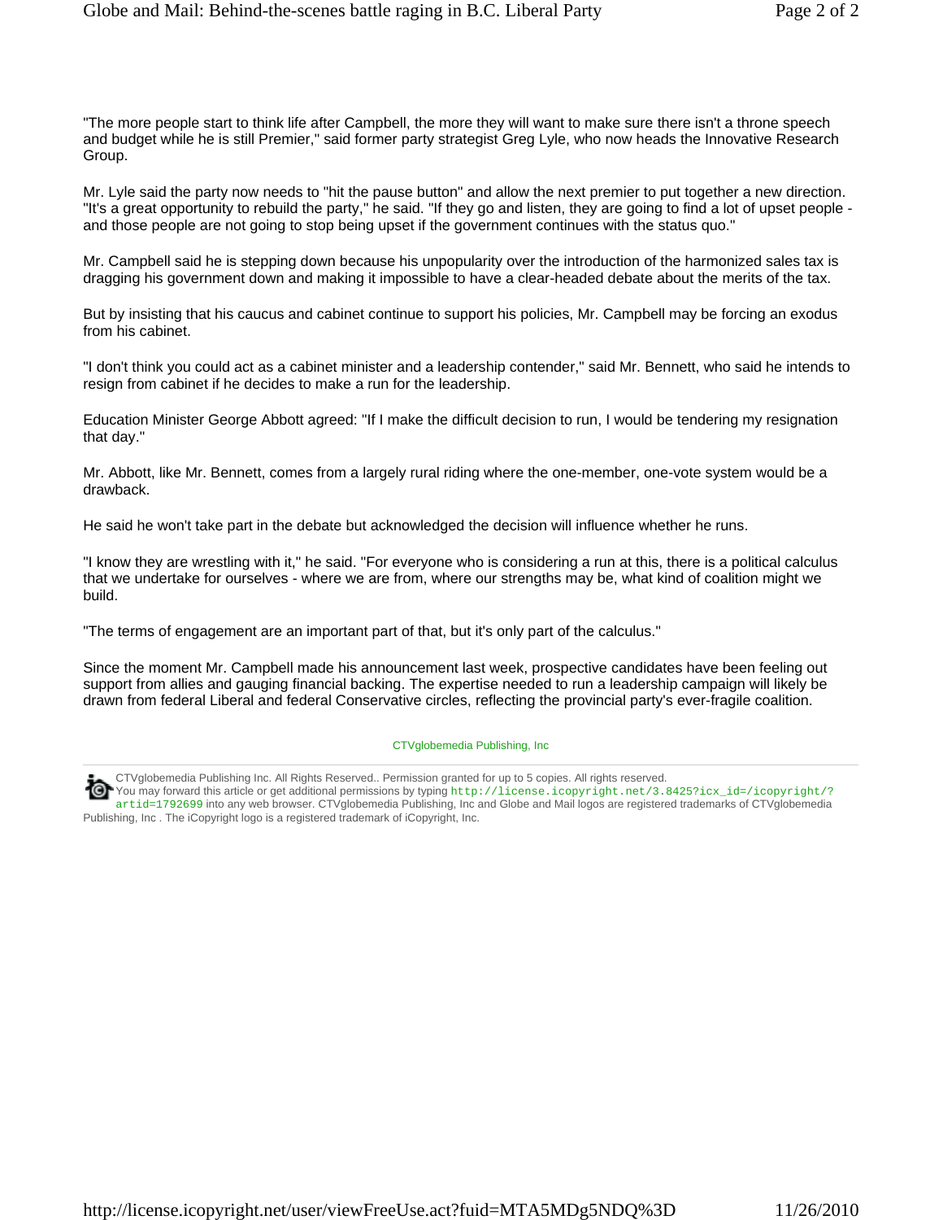"The more people start to think life after Campbell, the more they will want to make sure there isn't a throne speech and budget while he is still Premier," said former party strategist Greg Lyle, who now heads the Innovative Research Group.

Mr. Lyle said the party now needs to "hit the pause button" and allow the next premier to put together a new direction. "It's a great opportunity to rebuild the party," he said. "If they go and listen, they are going to find a lot of upset people - and those people are not going to stop being upset if the government continues with the status quo."

Mr. Campbell said he is stepping down because his unpopularity over the introduction of the harmonized sales tax is dragging his government down and making it impossible to have a clear-headed debate about the merits of the tax.

But by insisting that his caucus and cabinet continue to support his policies, Mr. Campbell may be forcing an exodus from his cabinet.

"I don't think you could act as a cabinet minister and a leadership contender," said Mr. Bennett, who said he intends to resign from cabinet if he decides to make a run for the leadership.

Education Minister George Abbott agreed: "If I make the difficult decision to run, I would be tendering my resignation that day."

Mr. Abbott, like Mr. Bennett, comes from a largely rural riding where the one-member, one-vote system would be a drawback.

He said he won't take part in the debate but acknowledged the decision will influence whether he runs.

"I know they are wrestling with it," he said. "For everyone who is considering a run at this, there is a political calculus that we undertake for ourselves - where we are from, where our strengths may be, what kind of coalition might we build.

"The terms of engagement are an important part of that, but it's only part of the calculus."

Since the moment Mr. Campbell made his announcement last week, prospective candidates have been feeling out support from allies and gauging financial backing. The expertise needed to run a leadership campaign will likely be drawn from federal Liberal and federal Conservative circles, reflecting the provincial party's ever-fragile coalition.

CTVglobemedia Publishing, Inc

---

CTVglobemedia Publishing Inc. All Rights Reserved.. Permission granted for up to 5 copies. All rights reserved.
You may forward this article or get additional permissions by typing http://license.icopyright.net/3.8425?icx_id=/icopyright/?artid=1792699 into any web browser. CTVglobemedia Publishing, Inc and Globe and Mail logos are registered trademarks of CTVglobemedia Publishing, Inc . The iCopyright logo is a registered trademark of iCopyright, Inc.